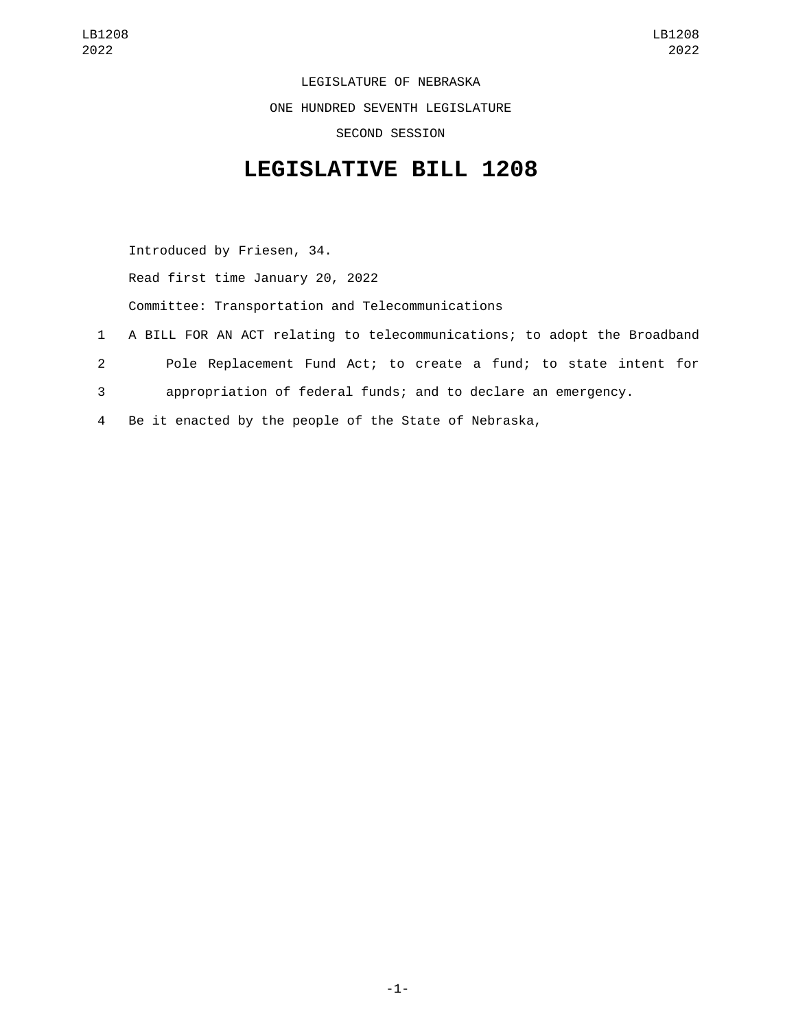LEGISLATURE OF NEBRASKA

ONE HUNDRED SEVENTH LEGISLATURE

SECOND SESSION

# LEGISLATIVE BILL 1208

Introduced by Friesen, 34.

Read first time January 20, 2022

Committee: Transportation and Telecommunications

1 A BILL FOR AN ACT relating to telecommunications; to adopt the Broadband
2 Pole Replacement Fund Act; to create a fund; to state intent for
3 appropriation of federal funds; and to declare an emergency.
4 Be it enacted by the people of the State of Nebraska,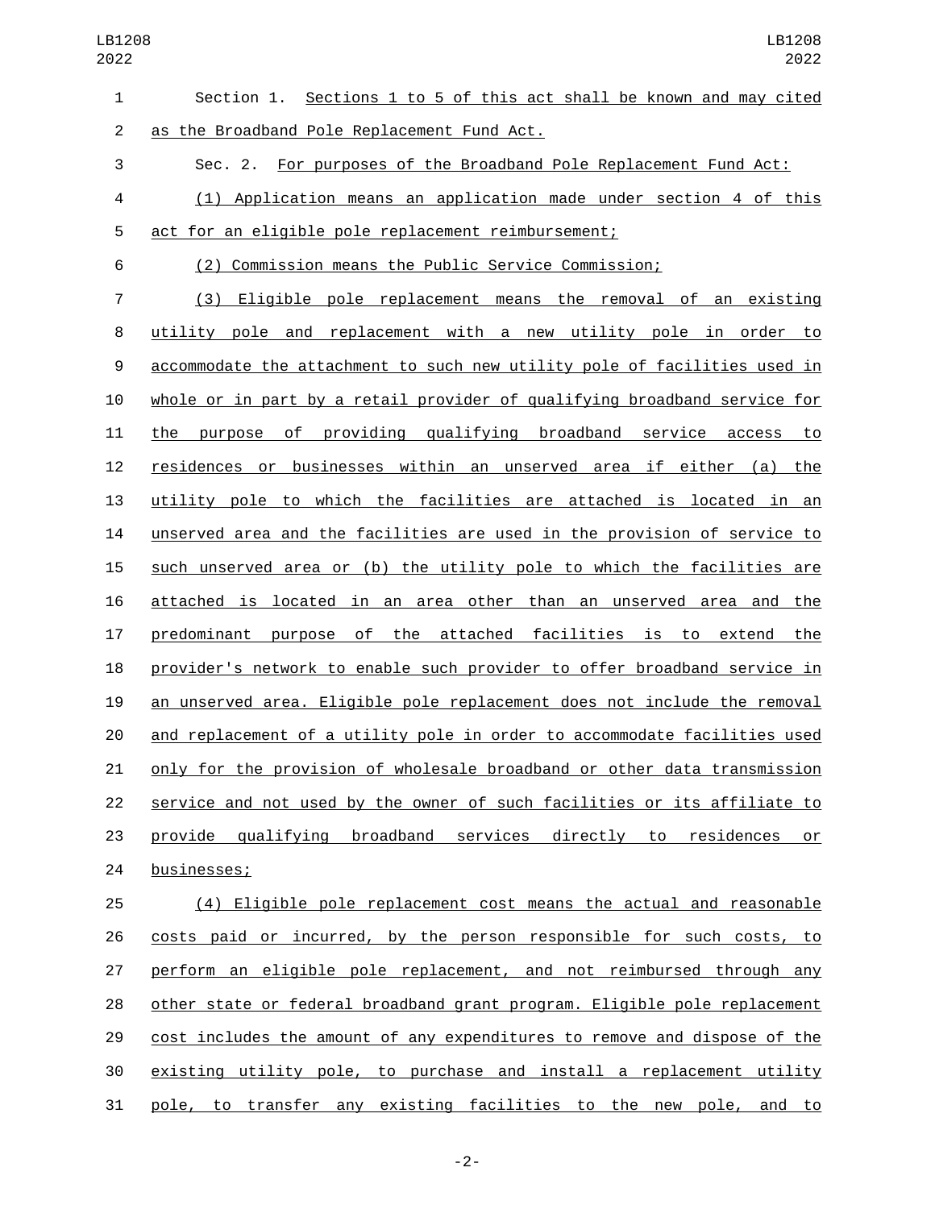Section 1. Sections 1 to 5 of this act shall be known and may cited as the Broadband Pole Replacement Fund Act.

Sec. 2. For purposes of the Broadband Pole Replacement Fund Act:

(1) Application means an application made under section 4 of this act for an eligible pole replacement reimbursement;

(2) Commission means the Public Service Commission;

(3) Eligible pole replacement means the removal of an existing utility pole and replacement with a new utility pole in order to accommodate the attachment to such new utility pole of facilities used in whole or in part by a retail provider of qualifying broadband service for the purpose of providing qualifying broadband service access to residences or businesses within an unserved area if either (a) the utility pole to which the facilities are attached is located in an unserved area and the facilities are used in the provision of service to such unserved area or (b) the utility pole to which the facilities are attached is located in an area other than an unserved area and the predominant purpose of the attached facilities is to extend the provider's network to enable such provider to offer broadband service in an unserved area. Eligible pole replacement does not include the removal and replacement of a utility pole in order to accommodate facilities used only for the provision of wholesale broadband or other data transmission service and not used by the owner of such facilities or its affiliate to provide qualifying broadband services directly to residences or businesses;

(4) Eligible pole replacement cost means the actual and reasonable costs paid or incurred, by the person responsible for such costs, to perform an eligible pole replacement, and not reimbursed through any other state or federal broadband grant program. Eligible pole replacement cost includes the amount of any expenditures to remove and dispose of the existing utility pole, to purchase and install a replacement utility pole, to transfer any existing facilities to the new pole, and to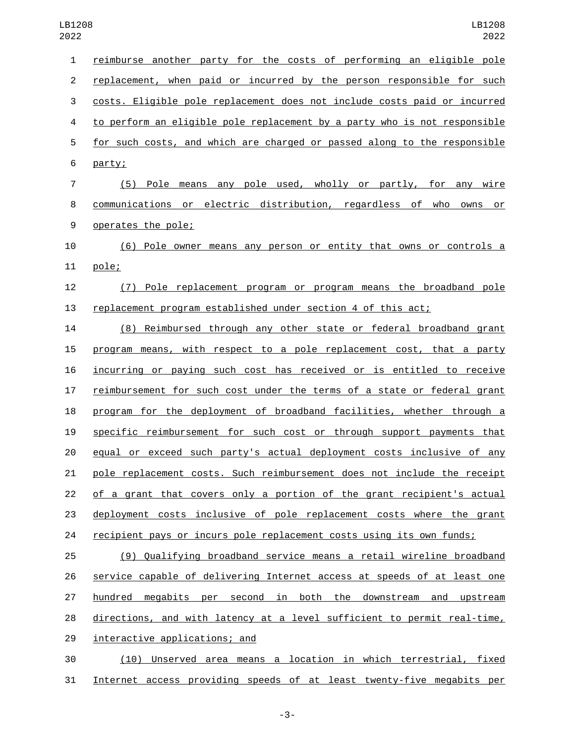reimburse another party for the costs of performing an eligible pole replacement, when paid or incurred by the person responsible for such costs. Eligible pole replacement does not include costs paid or incurred to perform an eligible pole replacement by a party who is not responsible for such costs, and which are charged or passed along to the responsible party;

(5) Pole means any pole used, wholly or partly, for any wire communications or electric distribution, regardless of who owns or operates the pole;

(6) Pole owner means any person or entity that owns or controls a pole;

(7) Pole replacement program or program means the broadband pole replacement program established under section 4 of this act;

(8) Reimbursed through any other state or federal broadband grant program means, with respect to a pole replacement cost, that a party incurring or paying such cost has received or is entitled to receive reimbursement for such cost under the terms of a state or federal grant program for the deployment of broadband facilities, whether through a specific reimbursement for such cost or through support payments that equal or exceed such party's actual deployment costs inclusive of any pole replacement costs. Such reimbursement does not include the receipt of a grant that covers only a portion of the grant recipient's actual deployment costs inclusive of pole replacement costs where the grant recipient pays or incurs pole replacement costs using its own funds;

(9) Qualifying broadband service means a retail wireline broadband service capable of delivering Internet access at speeds of at least one hundred megabits per second in both the downstream and upstream directions, and with latency at a level sufficient to permit real-time, interactive applications; and

(10) Unserved area means a location in which terrestrial, fixed Internet access providing speeds of at least twenty-five megabits per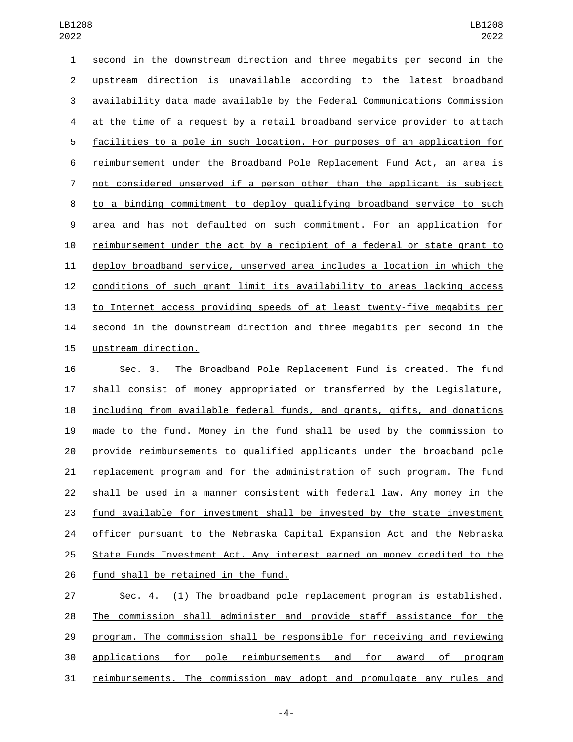second in the downstream direction and three megabits per second in the upstream direction is unavailable according to the latest broadband availability data made available by the Federal Communications Commission at the time of a request by a retail broadband service provider to attach facilities to a pole in such location. For purposes of an application for reimbursement under the Broadband Pole Replacement Fund Act, an area is not considered unserved if a person other than the applicant is subject to a binding commitment to deploy qualifying broadband service to such area and has not defaulted on such commitment. For an application for reimbursement under the act by a recipient of a federal or state grant to deploy broadband service, unserved area includes a location in which the conditions of such grant limit its availability to areas lacking access to Internet access providing speeds of at least twenty-five megabits per second in the downstream direction and three megabits per second in the upstream direction.

Sec. 3. The Broadband Pole Replacement Fund is created. The fund shall consist of money appropriated or transferred by the Legislature, including from available federal funds, and grants, gifts, and donations made to the fund. Money in the fund shall be used by the commission to provide reimbursements to qualified applicants under the broadband pole replacement program and for the administration of such program. The fund shall be used in a manner consistent with federal law. Any money in the fund available for investment shall be invested by the state investment officer pursuant to the Nebraska Capital Expansion Act and the Nebraska State Funds Investment Act. Any interest earned on money credited to the fund shall be retained in the fund.

Sec. 4. (1) The broadband pole replacement program is established. The commission shall administer and provide staff assistance for the program. The commission shall be responsible for receiving and reviewing applications for pole reimbursements and for award of program reimbursements. The commission may adopt and promulgate any rules and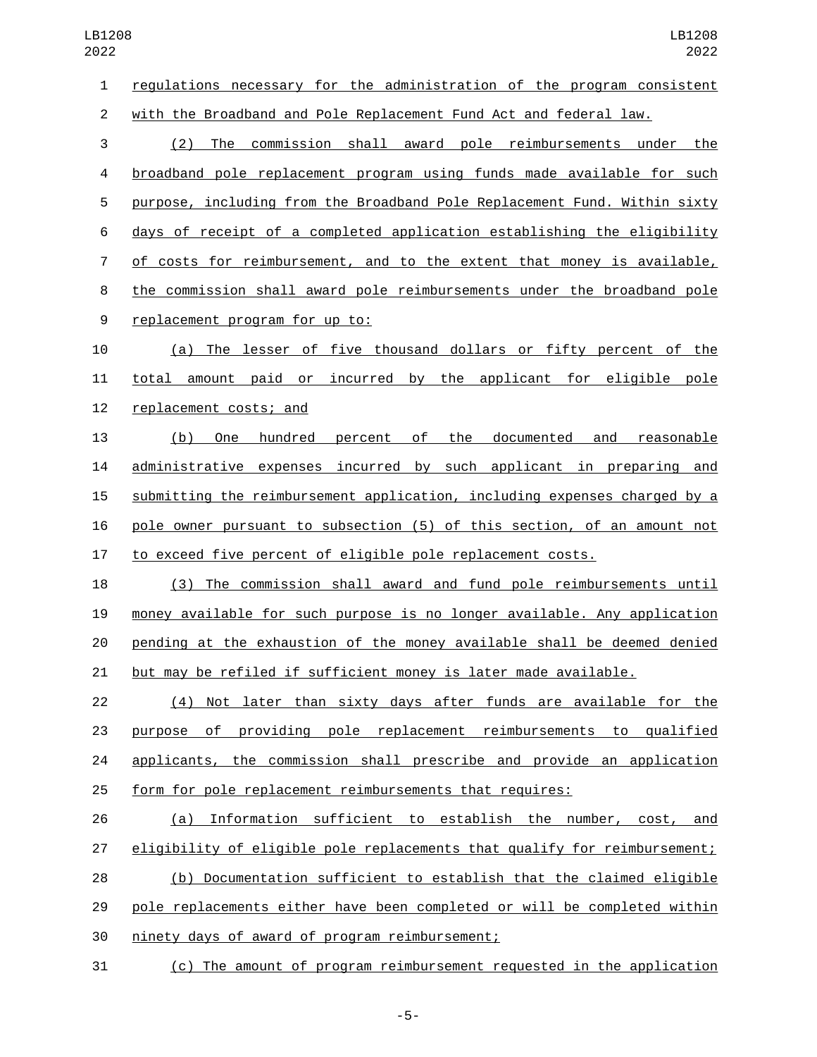regulations necessary for the administration of the program consistent with the Broadband and Pole Replacement Fund Act and federal law.

(2) The commission shall award pole reimbursements under the broadband pole replacement program using funds made available for such purpose, including from the Broadband Pole Replacement Fund. Within sixty days of receipt of a completed application establishing the eligibility of costs for reimbursement, and to the extent that money is available, the commission shall award pole reimbursements under the broadband pole replacement program for up to:

(a) The lesser of five thousand dollars or fifty percent of the total amount paid or incurred by the applicant for eligible pole replacement costs; and

(b) One hundred percent of the documented and reasonable administrative expenses incurred by such applicant in preparing and submitting the reimbursement application, including expenses charged by a pole owner pursuant to subsection (5) of this section, of an amount not to exceed five percent of eligible pole replacement costs.

(3) The commission shall award and fund pole reimbursements until money available for such purpose is no longer available. Any application pending at the exhaustion of the money available shall be deemed denied but may be refiled if sufficient money is later made available.

(4) Not later than sixty days after funds are available for the purpose of providing pole replacement reimbursements to qualified applicants, the commission shall prescribe and provide an application form for pole replacement reimbursements that requires:

(a) Information sufficient to establish the number, cost, and eligibility of eligible pole replacements that qualify for reimbursement;

(b) Documentation sufficient to establish that the claimed eligible pole replacements either have been completed or will be completed within ninety days of award of program reimbursement;

(c) The amount of program reimbursement requested in the application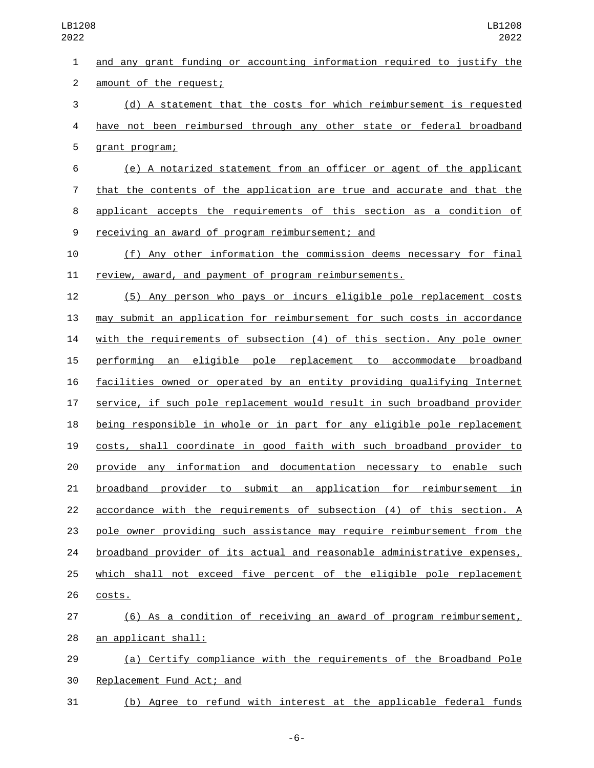and any grant funding or accounting information required to justify the amount of the request;

(d) A statement that the costs for which reimbursement is requested have not been reimbursed through any other state or federal broadband grant program;

(e) A notarized statement from an officer or agent of the applicant that the contents of the application are true and accurate and that the applicant accepts the requirements of this section as a condition of receiving an award of program reimbursement; and

(f) Any other information the commission deems necessary for final review, award, and payment of program reimbursements.

(5) Any person who pays or incurs eligible pole replacement costs may submit an application for reimbursement for such costs in accordance with the requirements of subsection (4) of this section. Any pole owner performing an eligible pole replacement to accommodate broadband facilities owned or operated by an entity providing qualifying Internet service, if such pole replacement would result in such broadband provider being responsible in whole or in part for any eligible pole replacement costs, shall coordinate in good faith with such broadband provider to provide any information and documentation necessary to enable such broadband provider to submit an application for reimbursement in accordance with the requirements of subsection (4) of this section. A pole owner providing such assistance may require reimbursement from the broadband provider of its actual and reasonable administrative expenses, which shall not exceed five percent of the eligible pole replacement costs.

(6) As a condition of receiving an award of program reimbursement, an applicant shall:

(a) Certify compliance with the requirements of the Broadband Pole Replacement Fund Act; and

(b) Agree to refund with interest at the applicable federal funds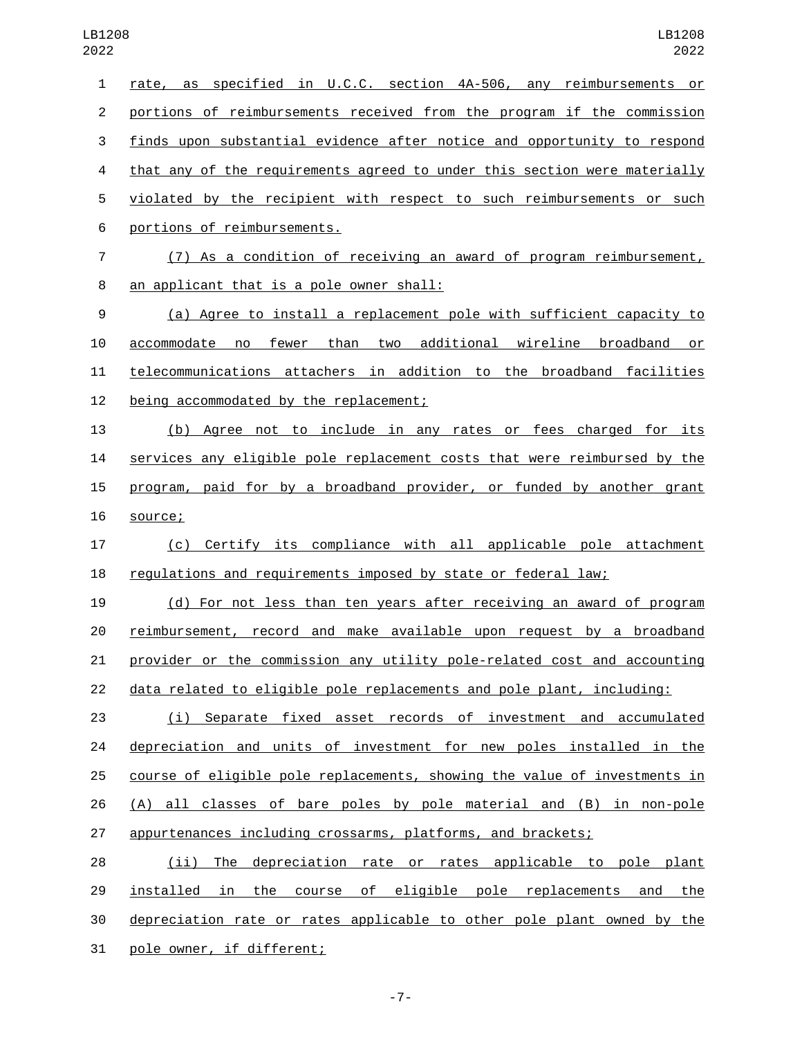rate, as specified in U.C.C. section 4A-506, any reimbursements or portions of reimbursements received from the program if the commission finds upon substantial evidence after notice and opportunity to respond that any of the requirements agreed to under this section were materially violated by the recipient with respect to such reimbursements or such portions of reimbursements.

(7) As a condition of receiving an award of program reimbursement, an applicant that is a pole owner shall:

(a) Agree to install a replacement pole with sufficient capacity to accommodate no fewer than two additional wireline broadband or telecommunications attachers in addition to the broadband facilities being accommodated by the replacement;

(b) Agree not to include in any rates or fees charged for its services any eligible pole replacement costs that were reimbursed by the program, paid for by a broadband provider, or funded by another grant source;

(c) Certify its compliance with all applicable pole attachment regulations and requirements imposed by state or federal law;

(d) For not less than ten years after receiving an award of program reimbursement, record and make available upon request by a broadband provider or the commission any utility pole-related cost and accounting data related to eligible pole replacements and pole plant, including:

(i) Separate fixed asset records of investment and accumulated depreciation and units of investment for new poles installed in the course of eligible pole replacements, showing the value of investments in (A) all classes of bare poles by pole material and (B) in non-pole appurtenances including crossarms, platforms, and brackets;

(ii) The depreciation rate or rates applicable to pole plant installed in the course of eligible pole replacements and the depreciation rate or rates applicable to other pole plant owned by the pole owner, if different;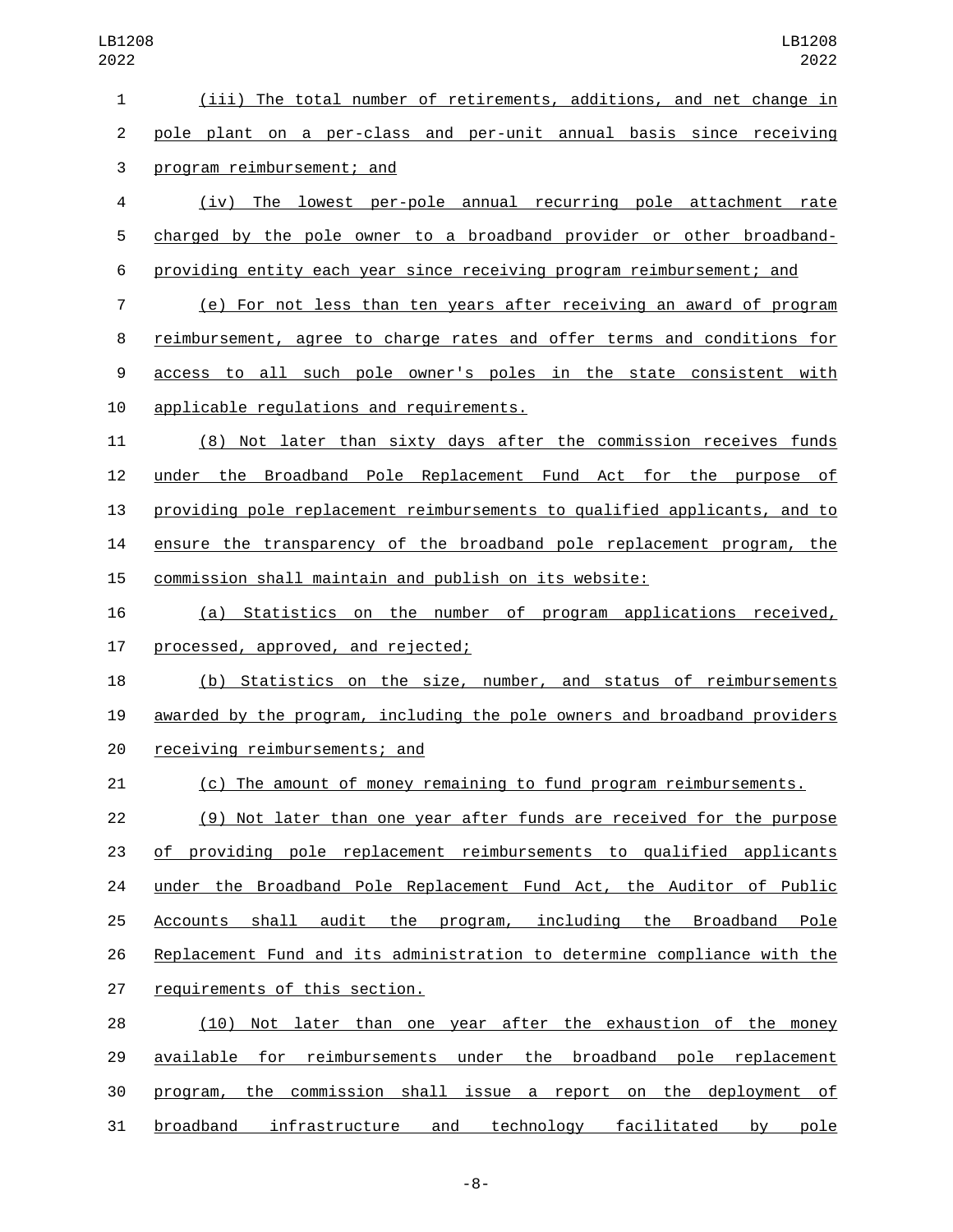(iii) The total number of retirements, additions, and net change in pole plant on a per-class and per-unit annual basis since receiving program reimbursement; and

(iv) The lowest per-pole annual recurring pole attachment rate charged by the pole owner to a broadband provider or other broadband-providing entity each year since receiving program reimbursement; and

(e) For not less than ten years after receiving an award of program reimbursement, agree to charge rates and offer terms and conditions for access to all such pole owner's poles in the state consistent with applicable regulations and requirements.

(8) Not later than sixty days after the commission receives funds under the Broadband Pole Replacement Fund Act for the purpose of providing pole replacement reimbursements to qualified applicants, and to ensure the transparency of the broadband pole replacement program, the commission shall maintain and publish on its website:

(a) Statistics on the number of program applications received, processed, approved, and rejected;

(b) Statistics on the size, number, and status of reimbursements awarded by the program, including the pole owners and broadband providers receiving reimbursements; and

(c) The amount of money remaining to fund program reimbursements.

(9) Not later than one year after funds are received for the purpose of providing pole replacement reimbursements to qualified applicants under the Broadband Pole Replacement Fund Act, the Auditor of Public Accounts shall audit the program, including the Broadband Pole Replacement Fund and its administration to determine compliance with the requirements of this section.

(10) Not later than one year after the exhaustion of the money available for reimbursements under the broadband pole replacement program, the commission shall issue a report on the deployment of broadband infrastructure and technology facilitated by pole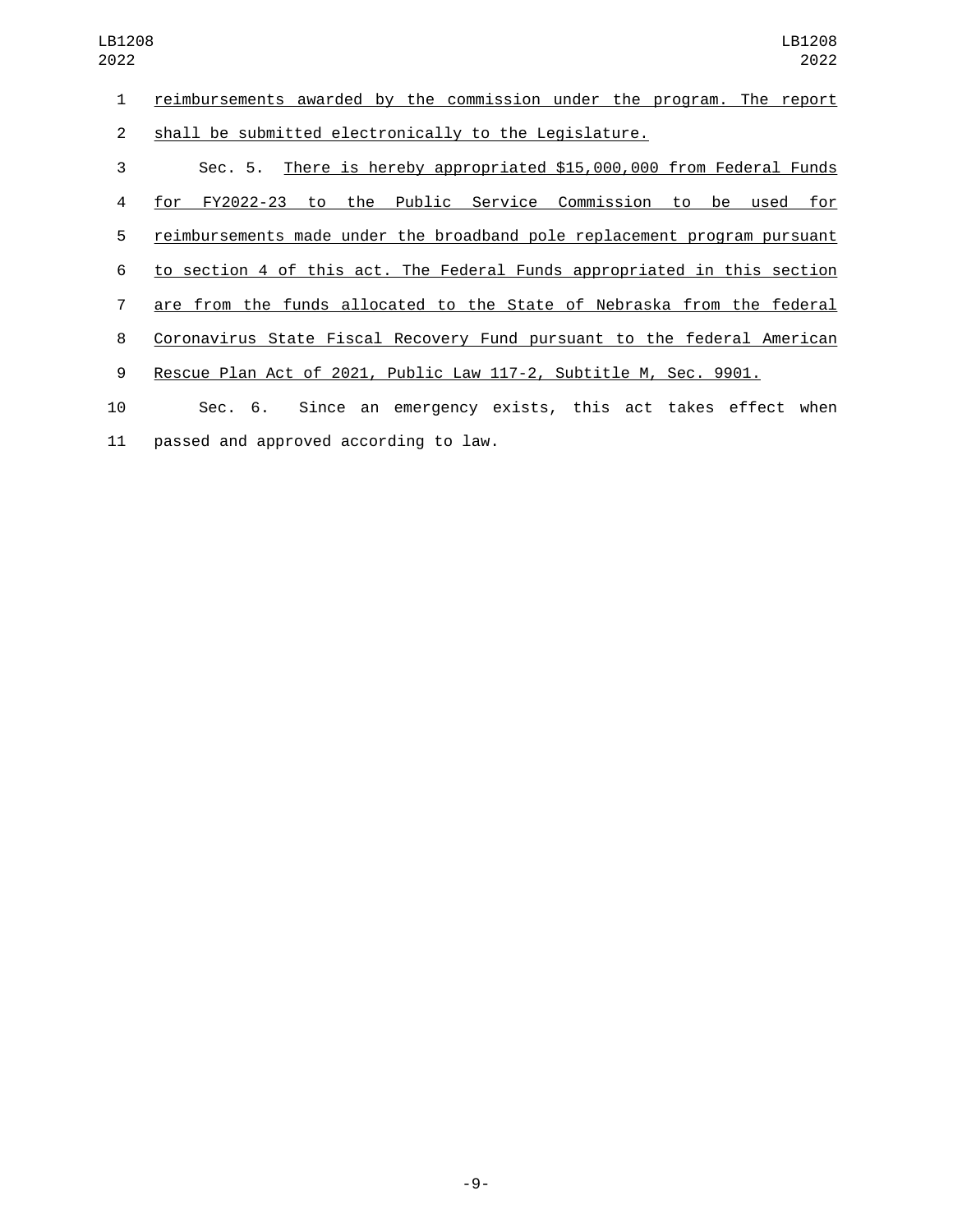reimbursements awarded by the commission under the program. The report shall be submitted electronically to the Legislature.

Sec. 5. There is hereby appropriated $15,000,000 from Federal Funds for FY2022-23 to the Public Service Commission to be used for reimbursements made under the broadband pole replacement program pursuant to section 4 of this act. The Federal Funds appropriated in this section are from the funds allocated to the State of Nebraska from the federal Coronavirus State Fiscal Recovery Fund pursuant to the federal American Rescue Plan Act of 2021, Public Law 117-2, Subtitle M, Sec. 9901.

Sec. 6. Since an emergency exists, this act takes effect when passed and approved according to law.